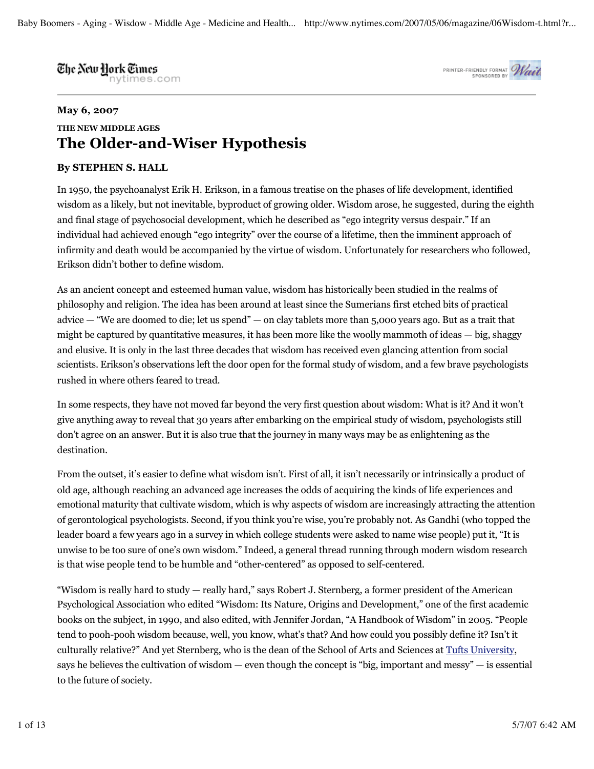**May 6, 2007**

**THE NEW MIDDLE AGES**

# The Older-and-Wiser Hypothesis

**By STEPHEN S. HALL**

In 1950, the psychoanalyst Erik H. Erikson, in a famous treatise on the phases of life development, identified wisdom as a likely, but not inevitable, byproduct of growing older. Wisdom arose, he suggested, during the eighth and final stage of psychosocial development, which he described as "ego integrity versus despair." If an individual had achieved enough "ego integrity" over the course of a lifetime, then the imminent approach of infirmity and death would be accompanied by the virtue of wisdom. Unfortunately for researchers who followed, Erikson didn't bother to define wisdom.

As an ancient concept and esteemed human value, wisdom has historically been studied in the realms of philosophy and religion. The idea has been around at least since the Sumerians first etched bits of practical advice — "We are doomed to die; let us spend" — on clay tablets more than 5,000 years ago. But as a trait that might be captured by quantitative measures, it has been more like the woolly mammoth of ideas — big, shaggy and elusive. It is only in the last three decades that wisdom has received even glancing attention from social scientists. Erikson's observations left the door open for the formal study of wisdom, and a few brave psychologists rushed in where others feared to tread.

In some respects, they have not moved far beyond the very first question about wisdom: What is it? And it won't give anything away to reveal that 30 years after embarking on the empirical study of wisdom, psychologists still don't agree on an answer. But it is also true that the journey in many ways may be as enlightening as the destination.

From the outset, it's easier to define what wisdom isn't. First of all, it isn't necessarily or intrinsically a product of old age, although reaching an advanced age increases the odds of acquiring the kinds of life experiences and emotional maturity that cultivate wisdom, which is why aspects of wisdom are increasingly attracting the attention of gerontological psychologists. Second, if you think you're wise, you're probably not. As Gandhi (who topped the leader board a few years ago in a survey in which college students were asked to name wise people) put it, "It is unwise to be too sure of one's own wisdom." Indeed, a general thread running through modern wisdom research is that wise people tend to be humble and "other-centered" as opposed to self-centered.

"Wisdom is really hard to study — really hard," says Robert J. Sternberg, a former president of the American Psychological Association who edited "Wisdom: Its Nature, Origins and Development," one of the first academic books on the subject, in 1990, and also edited, with Jennifer Jordan, "A Handbook of Wisdom" in 2005. "People tend to pooh-pooh wisdom because, well, you know, what's that? And how could you possibly define it? Isn't it culturally relative?" And yet Sternberg, who is the dean of the School of Arts and Sciences at Tufts University, says he believes the cultivation of wisdom — even though the concept is "big, important and messy" — is essential to the future of society.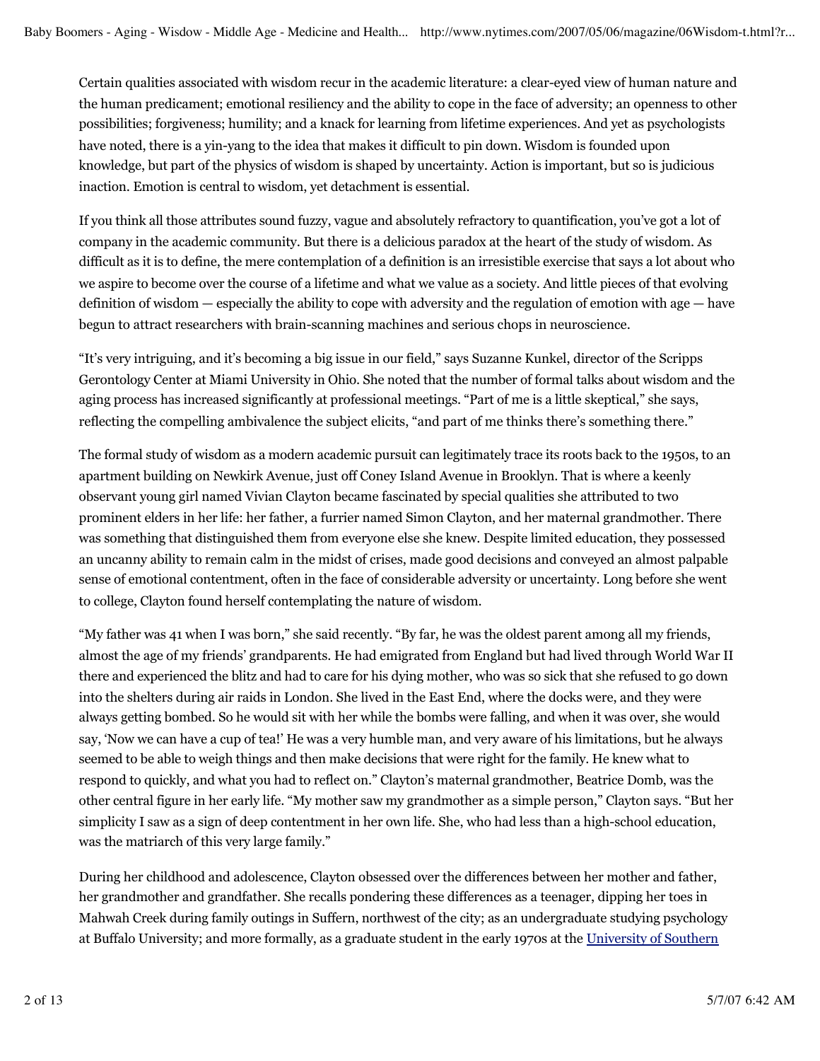Certain qualities associated with wisdom recur in the academic literature: a clear-eyed view of human nature and the human predicament; emotional resiliency and the ability to cope in the face of adversity; an openness to other possibilities; forgiveness; humility; and a knack for learning from lifetime experiences. And yet as psychologists have noted, there is a yin-yang to the idea that makes it difficult to pin down. Wisdom is founded upon knowledge, but part of the physics of wisdom is shaped by uncertainty. Action is important, but so is judicious inaction. Emotion is central to wisdom, yet detachment is essential.

If you think all those attributes sound fuzzy, vague and absolutely refractory to quantification, you've got a lot of company in the academic community. But there is a delicious paradox at the heart of the study of wisdom. As difficult as it is to define, the mere contemplation of a definition is an irresistible exercise that says a lot about who we aspire to become over the course of a lifetime and what we value as a society. And little pieces of that evolving definition of wisdom — especially the ability to cope with adversity and the regulation of emotion with age — have begun to attract researchers with brain-scanning machines and serious chops in neuroscience.

"It's very intriguing, and it's becoming a big issue in our field," says Suzanne Kunkel, director of the Scripps Gerontology Center at Miami University in Ohio. She noted that the number of formal talks about wisdom and the aging process has increased significantly at professional meetings. "Part of me is a little skeptical," she says, reflecting the compelling ambivalence the subject elicits, "and part of me thinks there's something there."

The formal study of wisdom as a modern academic pursuit can legitimately trace its roots back to the 1950s, to an apartment building on Newkirk Avenue, just off Coney Island Avenue in Brooklyn. That is where a keenly observant young girl named Vivian Clayton became fascinated by special qualities she attributed to two prominent elders in her life: her father, a furrier named Simon Clayton, and her maternal grandmother. There was something that distinguished them from everyone else she knew. Despite limited education, they possessed an uncanny ability to remain calm in the midst of crises, made good decisions and conveyed an almost palpable sense of emotional contentment, often in the face of considerable adversity or uncertainty. Long before she went to college, Clayton found herself contemplating the nature of wisdom.

"My father was 41 when I was born," she said recently. "By far, he was the oldest parent among all my friends, almost the age of my friends' grandparents. He had emigrated from England but had lived through World War II there and experienced the blitz and had to care for his dying mother, who was so sick that she refused to go down into the shelters during air raids in London. She lived in the East End, where the docks were, and they were always getting bombed. So he would sit with her while the bombs were falling, and when it was over, she would say, 'Now we can have a cup of tea!' He was a very humble man, and very aware of his limitations, but he always seemed to be able to weigh things and then make decisions that were right for the family. He knew what to respond to quickly, and what you had to reflect on." Clayton's maternal grandmother, Beatrice Domb, was the other central figure in her early life. "My mother saw my grandmother as a simple person," Clayton says. "But her simplicity I saw as a sign of deep contentment in her own life. She, who had less than a high-school education, was the matriarch of this very large family."

During her childhood and adolescence, Clayton obsessed over the differences between her mother and father, her grandmother and grandfather. She recalls pondering these differences as a teenager, dipping her toes in Mahwah Creek during family outings in Suffern, northwest of the city; as an undergraduate studying psychology at Buffalo University; and more formally, as a graduate student in the early 1970s at the University of Southern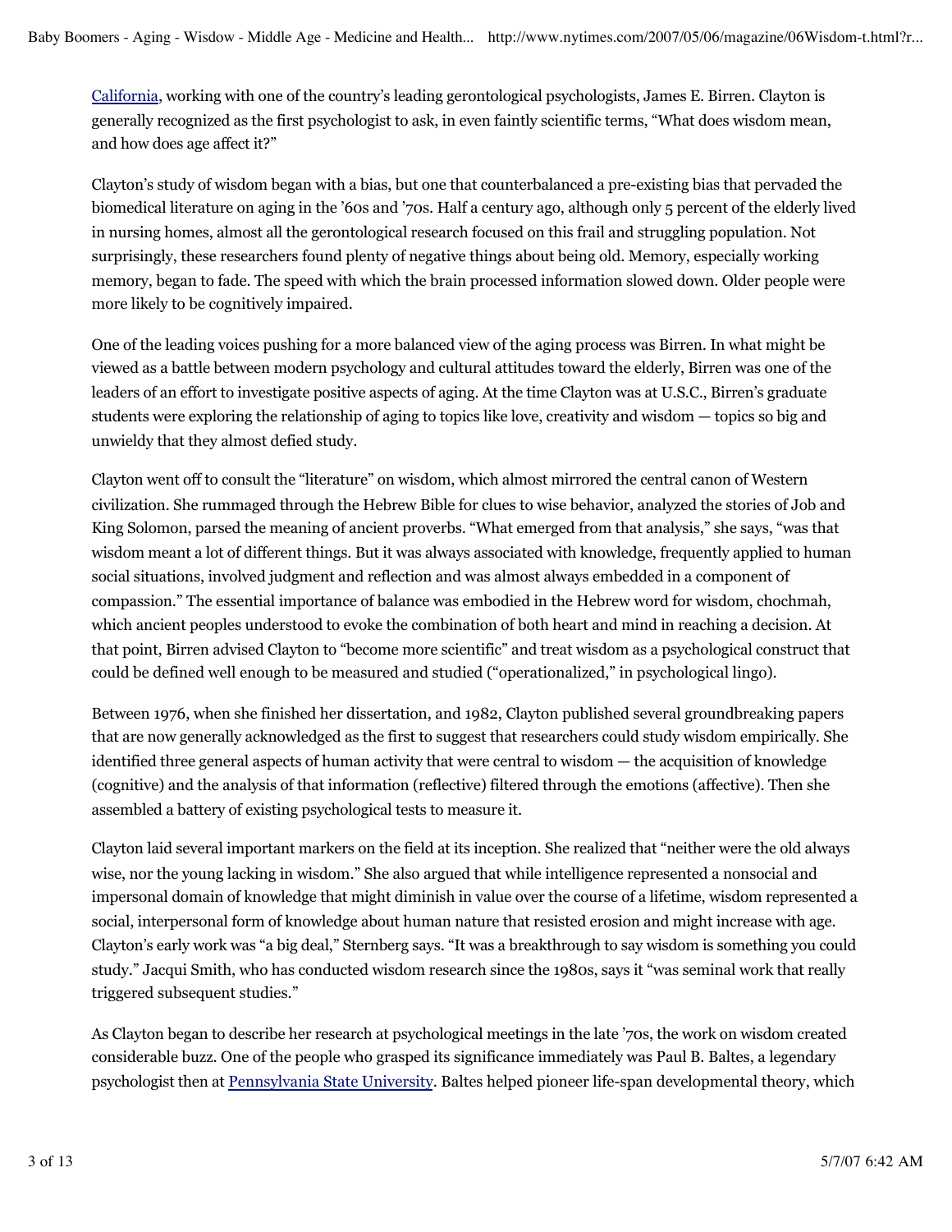California, working with one of the country's leading gerontological psychologists, James E. Birren. Clayton is generally recognized as the first psychologist to ask, in even faintly scientific terms, "What does wisdom mean, and how does age affect it?"

Clayton's study of wisdom began with a bias, but one that counterbalanced a pre-existing bias that pervaded the biomedical literature on aging in the '60s and '70s. Half a century ago, although only 5 percent of the elderly lived in nursing homes, almost all the gerontological research focused on this frail and struggling population. Not surprisingly, these researchers found plenty of negative things about being old. Memory, especially working memory, began to fade. The speed with which the brain processed information slowed down. Older people were more likely to be cognitively impaired.

One of the leading voices pushing for a more balanced view of the aging process was Birren. In what might be viewed as a battle between modern psychology and cultural attitudes toward the elderly, Birren was one of the leaders of an effort to investigate positive aspects of aging. At the time Clayton was at U.S.C., Birren's graduate students were exploring the relationship of aging to topics like love, creativity and wisdom — topics so big and unwieldy that they almost defied study.

Clayton went off to consult the "literature" on wisdom, which almost mirrored the central canon of Western civilization. She rummaged through the Hebrew Bible for clues to wise behavior, analyzed the stories of Job and King Solomon, parsed the meaning of ancient proverbs. "What emerged from that analysis," she says, "was that wisdom meant a lot of different things. But it was always associated with knowledge, frequently applied to human social situations, involved judgment and reflection and was almost always embedded in a component of compassion." The essential importance of balance was embodied in the Hebrew word for wisdom, chochmah, which ancient peoples understood to evoke the combination of both heart and mind in reaching a decision. At that point, Birren advised Clayton to "become more scientific" and treat wisdom as a psychological construct that could be defined well enough to be measured and studied ("operationalized," in psychological lingo).

Between 1976, when she finished her dissertation, and 1982, Clayton published several groundbreaking papers that are now generally acknowledged as the first to suggest that researchers could study wisdom empirically. She identified three general aspects of human activity that were central to wisdom — the acquisition of knowledge (cognitive) and the analysis of that information (reflective) filtered through the emotions (affective). Then she assembled a battery of existing psychological tests to measure it.

Clayton laid several important markers on the field at its inception. She realized that "neither were the old always wise, nor the young lacking in wisdom." She also argued that while intelligence represented a nonsocial and impersonal domain of knowledge that might diminish in value over the course of a lifetime, wisdom represented a social, interpersonal form of knowledge about human nature that resisted erosion and might increase with age. Clayton's early work was "a big deal," Sternberg says. "It was a breakthrough to say wisdom is something you could study." Jacqui Smith, who has conducted wisdom research since the 1980s, says it "was seminal work that really triggered subsequent studies."

As Clayton began to describe her research at psychological meetings in the late '70s, the work on wisdom created considerable buzz. One of the people who grasped its significance immediately was Paul B. Baltes, a legendary psychologist then at Pennsylvania State University. Baltes helped pioneer life-span developmental theory, which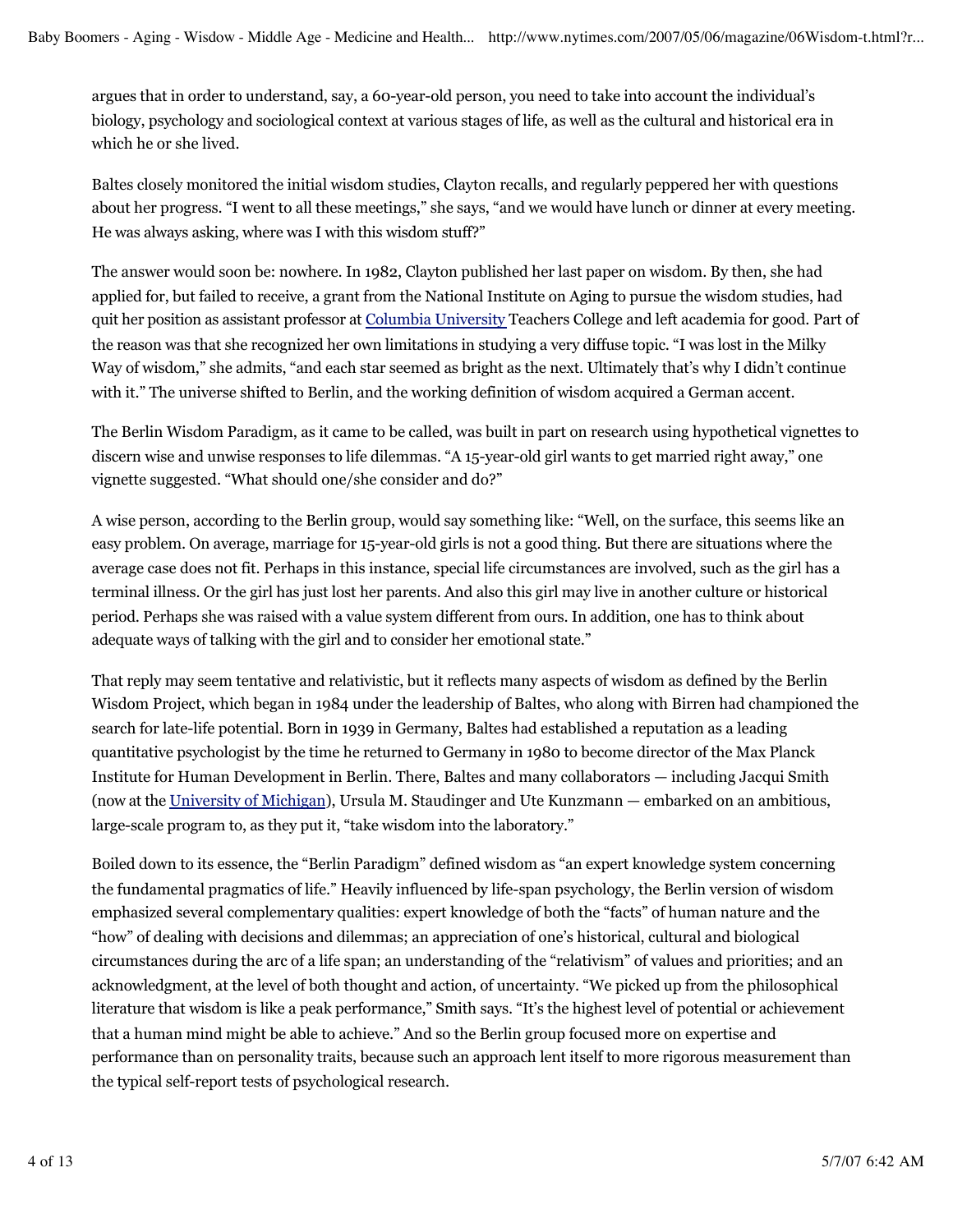argues that in order to understand, say, a 60-year-old person, you need to take into account the individual's biology, psychology and sociological context at various stages of life, as well as the cultural and historical era in which he or she lived.

Baltes closely monitored the initial wisdom studies, Clayton recalls, and regularly peppered her with questions about her progress. "I went to all these meetings," she says, "and we would have lunch or dinner at every meeting. He was always asking, where was I with this wisdom stuff?"

The answer would soon be: nowhere. In 1982, Clayton published her last paper on wisdom. By then, she had applied for, but failed to receive, a grant from the National Institute on Aging to pursue the wisdom studies, had quit her position as assistant professor at Columbia University Teachers College and left academia for good. Part of the reason was that she recognized her own limitations in studying a very diffuse topic. "I was lost in the Milky Way of wisdom," she admits, "and each star seemed as bright as the next. Ultimately that's why I didn't continue with it." The universe shifted to Berlin, and the working definition of wisdom acquired a German accent.

The Berlin Wisdom Paradigm, as it came to be called, was built in part on research using hypothetical vignettes to discern wise and unwise responses to life dilemmas. "A 15-year-old girl wants to get married right away," one vignette suggested. "What should one/she consider and do?"

A wise person, according to the Berlin group, would say something like: "Well, on the surface, this seems like an easy problem. On average, marriage for 15-year-old girls is not a good thing. But there are situations where the average case does not fit. Perhaps in this instance, special life circumstances are involved, such as the girl has a terminal illness. Or the girl has just lost her parents. And also this girl may live in another culture or historical period. Perhaps she was raised with a value system different from ours. In addition, one has to think about adequate ways of talking with the girl and to consider her emotional state."

That reply may seem tentative and relativistic, but it reflects many aspects of wisdom as defined by the Berlin Wisdom Project, which began in 1984 under the leadership of Baltes, who along with Birren had championed the search for late-life potential. Born in 1939 in Germany, Baltes had established a reputation as a leading quantitative psychologist by the time he returned to Germany in 1980 to become director of the Max Planck Institute for Human Development in Berlin. There, Baltes and many collaborators — including Jacqui Smith (now at the University of Michigan), Ursula M. Staudinger and Ute Kunzmann — embarked on an ambitious, large-scale program to, as they put it, "take wisdom into the laboratory."

Boiled down to its essence, the "Berlin Paradigm" defined wisdom as "an expert knowledge system concerning the fundamental pragmatics of life." Heavily influenced by life-span psychology, the Berlin version of wisdom emphasized several complementary qualities: expert knowledge of both the "facts" of human nature and the "how" of dealing with decisions and dilemmas; an appreciation of one's historical, cultural and biological circumstances during the arc of a life span; an understanding of the "relativism" of values and priorities; and an acknowledgment, at the level of both thought and action, of uncertainty. "We picked up from the philosophical literature that wisdom is like a peak performance," Smith says. "It's the highest level of potential or achievement that a human mind might be able to achieve." And so the Berlin group focused more on expertise and performance than on personality traits, because such an approach lent itself to more rigorous measurement than the typical self-report tests of psychological research.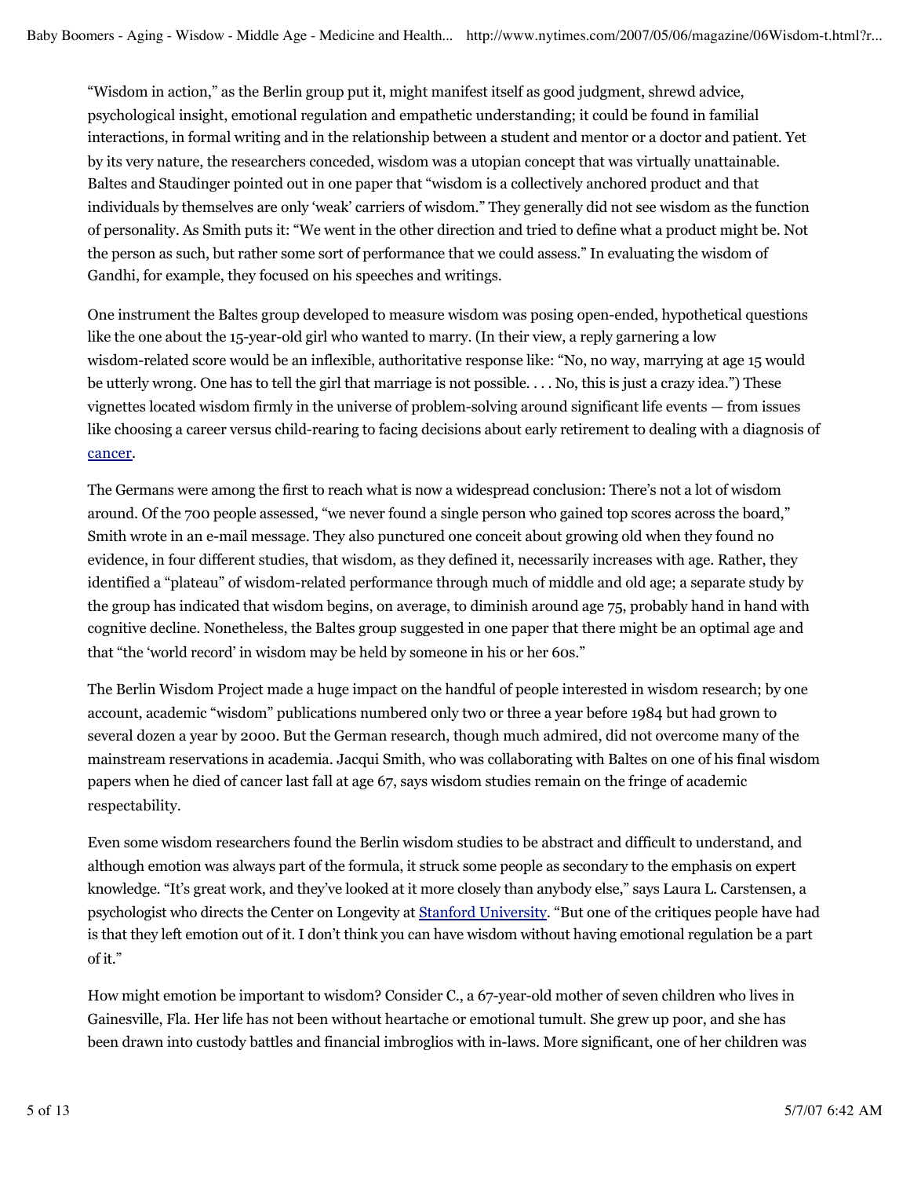"Wisdom in action," as the Berlin group put it, might manifest itself as good judgment, shrewd advice, psychological insight, emotional regulation and empathetic understanding; it could be found in familial interactions, in formal writing and in the relationship between a student and mentor or a doctor and patient. Yet by its very nature, the researchers conceded, wisdom was a utopian concept that was virtually unattainable. Baltes and Staudinger pointed out in one paper that "wisdom is a collectively anchored product and that individuals by themselves are only 'weak' carriers of wisdom." They generally did not see wisdom as the function of personality. As Smith puts it: "We went in the other direction and tried to define what a product might be. Not the person as such, but rather some sort of performance that we could assess." In evaluating the wisdom of Gandhi, for example, they focused on his speeches and writings.

One instrument the Baltes group developed to measure wisdom was posing open-ended, hypothetical questions like the one about the 15-year-old girl who wanted to marry. (In their view, a reply garnering a low wisdom-related score would be an inflexible, authoritative response like: "No, no way, marrying at age 15 would be utterly wrong. One has to tell the girl that marriage is not possible. . . . No, this is just a crazy idea.") These vignettes located wisdom firmly in the universe of problem-solving around significant life events — from issues like choosing a career versus child-rearing to facing decisions about early retirement to dealing with a diagnosis of cancer.

The Germans were among the first to reach what is now a widespread conclusion: There's not a lot of wisdom around. Of the 700 people assessed, "we never found a single person who gained top scores across the board," Smith wrote in an e-mail message. They also punctured one conceit about growing old when they found no evidence, in four different studies, that wisdom, as they defined it, necessarily increases with age. Rather, they identified a "plateau" of wisdom-related performance through much of middle and old age; a separate study by the group has indicated that wisdom begins, on average, to diminish around age 75, probably hand in hand with cognitive decline. Nonetheless, the Baltes group suggested in one paper that there might be an optimal age and that "the 'world record' in wisdom may be held by someone in his or her 60s."

The Berlin Wisdom Project made a huge impact on the handful of people interested in wisdom research; by one account, academic "wisdom" publications numbered only two or three a year before 1984 but had grown to several dozen a year by 2000. But the German research, though much admired, did not overcome many of the mainstream reservations in academia. Jacqui Smith, who was collaborating with Baltes on one of his final wisdom papers when he died of cancer last fall at age 67, says wisdom studies remain on the fringe of academic respectability.

Even some wisdom researchers found the Berlin wisdom studies to be abstract and difficult to understand, and although emotion was always part of the formula, it struck some people as secondary to the emphasis on expert knowledge. "It's great work, and they've looked at it more closely than anybody else," says Laura L. Carstensen, a psychologist who directs the Center on Longevity at Stanford University. "But one of the critiques people have had is that they left emotion out of it. I don't think you can have wisdom without having emotional regulation be a part of it."

How might emotion be important to wisdom? Consider C., a 67-year-old mother of seven children who lives in Gainesville, Fla. Her life has not been without heartache or emotional tumult. She grew up poor, and she has been drawn into custody battles and financial imbroglios with in-laws. More significant, one of her children was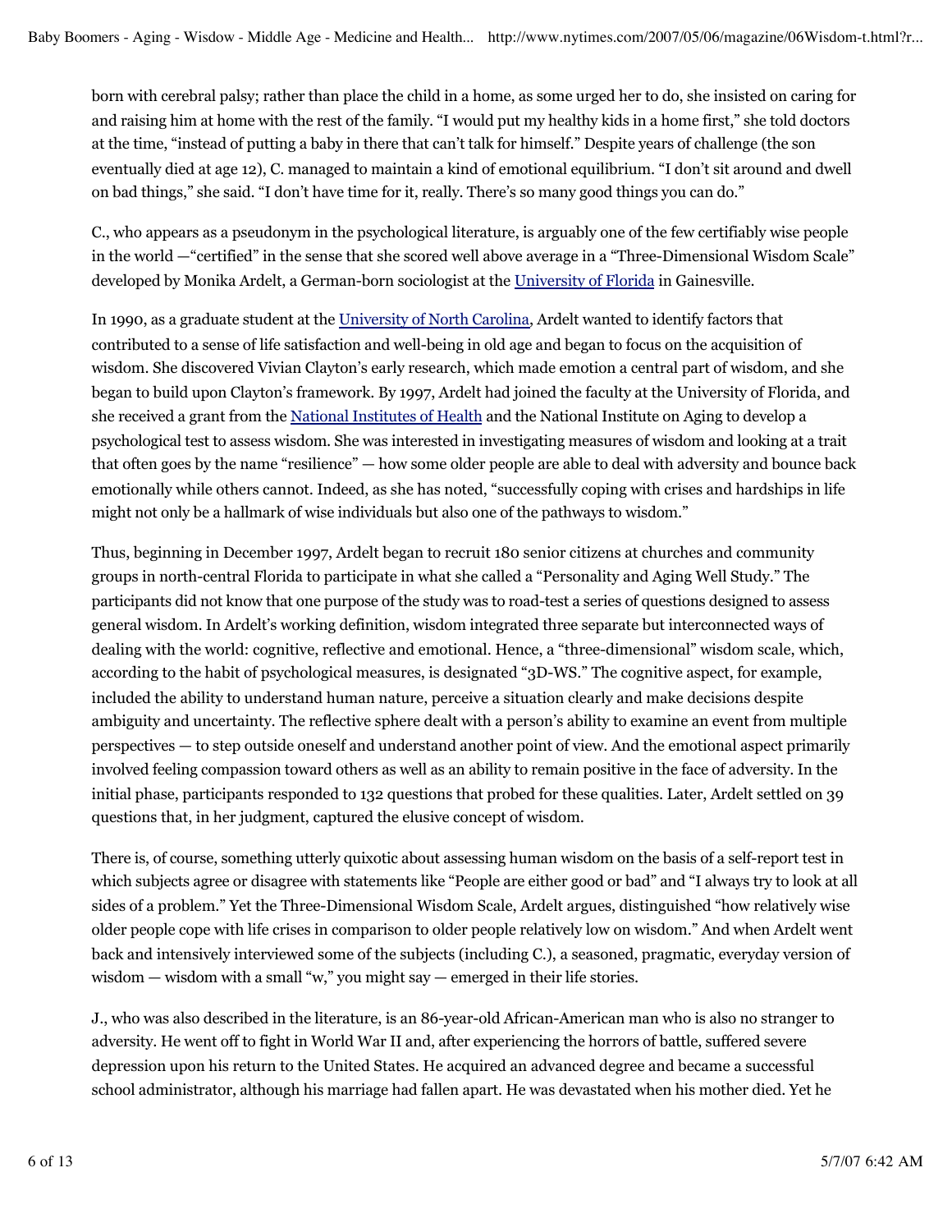born with cerebral palsy; rather than place the child in a home, as some urged her to do, she insisted on caring for and raising him at home with the rest of the family. "I would put my healthy kids in a home first," she told doctors at the time, "instead of putting a baby in there that can't talk for himself." Despite years of challenge (the son eventually died at age 12), C. managed to maintain a kind of emotional equilibrium. "I don't sit around and dwell on bad things," she said. "I don't have time for it, really. There's so many good things you can do."

C., who appears as a pseudonym in the psychological literature, is arguably one of the few certifiably wise people in the world —"certified" in the sense that she scored well above average in a "Three-Dimensional Wisdom Scale" developed by Monika Ardelt, a German-born sociologist at the University of Florida in Gainesville.

In 1990, as a graduate student at the University of North Carolina, Ardelt wanted to identify factors that contributed to a sense of life satisfaction and well-being in old age and began to focus on the acquisition of wisdom. She discovered Vivian Clayton's early research, which made emotion a central part of wisdom, and she began to build upon Clayton's framework. By 1997, Ardelt had joined the faculty at the University of Florida, and she received a grant from the National Institutes of Health and the National Institute on Aging to develop a psychological test to assess wisdom. She was interested in investigating measures of wisdom and looking at a trait that often goes by the name "resilience" — how some older people are able to deal with adversity and bounce back emotionally while others cannot. Indeed, as she has noted, "successfully coping with crises and hardships in life might not only be a hallmark of wise individuals but also one of the pathways to wisdom."

Thus, beginning in December 1997, Ardelt began to recruit 180 senior citizens at churches and community groups in north-central Florida to participate in what she called a "Personality and Aging Well Study." The participants did not know that one purpose of the study was to road-test a series of questions designed to assess general wisdom. In Ardelt's working definition, wisdom integrated three separate but interconnected ways of dealing with the world: cognitive, reflective and emotional. Hence, a "three-dimensional" wisdom scale, which, according to the habit of psychological measures, is designated "3D-WS." The cognitive aspect, for example, included the ability to understand human nature, perceive a situation clearly and make decisions despite ambiguity and uncertainty. The reflective sphere dealt with a person's ability to examine an event from multiple perspectives — to step outside oneself and understand another point of view. And the emotional aspect primarily involved feeling compassion toward others as well as an ability to remain positive in the face of adversity. In the initial phase, participants responded to 132 questions that probed for these qualities. Later, Ardelt settled on 39 questions that, in her judgment, captured the elusive concept of wisdom.

There is, of course, something utterly quixotic about assessing human wisdom on the basis of a self-report test in which subjects agree or disagree with statements like "People are either good or bad" and "I always try to look at all sides of a problem." Yet the Three-Dimensional Wisdom Scale, Ardelt argues, distinguished "how relatively wise older people cope with life crises in comparison to older people relatively low on wisdom." And when Ardelt went back and intensively interviewed some of the subjects (including C.), a seasoned, pragmatic, everyday version of wisdom — wisdom with a small "w," you might say — emerged in their life stories.

J., who was also described in the literature, is an 86-year-old African-American man who is also no stranger to adversity. He went off to fight in World War II and, after experiencing the horrors of battle, suffered severe depression upon his return to the United States. He acquired an advanced degree and became a successful school administrator, although his marriage had fallen apart. He was devastated when his mother died. Yet he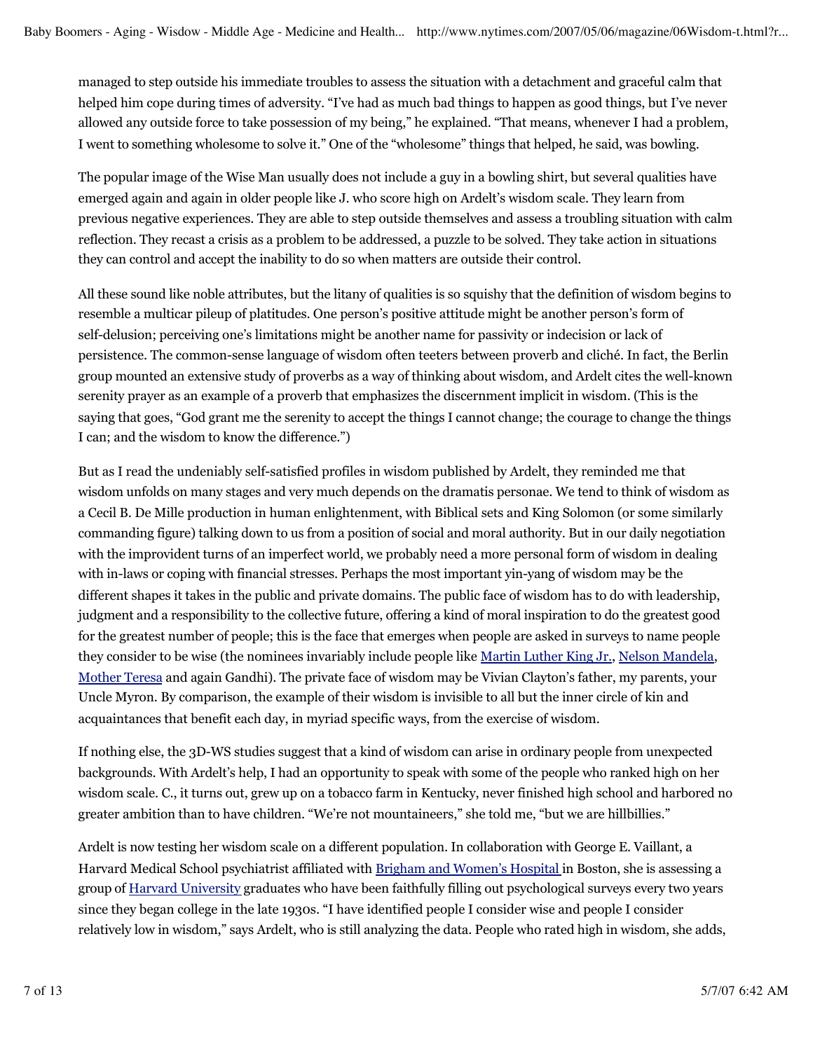managed to step outside his immediate troubles to assess the situation with a detachment and graceful calm that helped him cope during times of adversity. "I've had as much bad things to happen as good things, but I've never allowed any outside force to take possession of my being," he explained. "That means, whenever I had a problem, I went to something wholesome to solve it." One of the "wholesome" things that helped, he said, was bowling.

The popular image of the Wise Man usually does not include a guy in a bowling shirt, but several qualities have emerged again and again in older people like J. who score high on Ardelt's wisdom scale. They learn from previous negative experiences. They are able to step outside themselves and assess a troubling situation with calm reflection. They recast a crisis as a problem to be addressed, a puzzle to be solved. They take action in situations they can control and accept the inability to do so when matters are outside their control.

All these sound like noble attributes, but the litany of qualities is so squishy that the definition of wisdom begins to resemble a multicar pileup of platitudes. One person's positive attitude might be another person's form of self-delusion; perceiving one's limitations might be another name for passivity or indecision or lack of persistence. The common-sense language of wisdom often teeters between proverb and cliché. In fact, the Berlin group mounted an extensive study of proverbs as a way of thinking about wisdom, and Ardelt cites the well-known serenity prayer as an example of a proverb that emphasizes the discernment implicit in wisdom. (This is the saying that goes, "God grant me the serenity to accept the things I cannot change; the courage to change the things I can; and the wisdom to know the difference.")

But as I read the undeniably self-satisfied profiles in wisdom published by Ardelt, they reminded me that wisdom unfolds on many stages and very much depends on the dramatis personae. We tend to think of wisdom as a Cecil B. De Mille production in human enlightenment, with Biblical sets and King Solomon (or some similarly commanding figure) talking down to us from a position of social and moral authority. But in our daily negotiation with the improvident turns of an imperfect world, we probably need a more personal form of wisdom in dealing with in-laws or coping with financial stresses. Perhaps the most important yin-yang of wisdom may be the different shapes it takes in the public and private domains. The public face of wisdom has to do with leadership, judgment and a responsibility to the collective future, offering a kind of moral inspiration to do the greatest good for the greatest number of people; this is the face that emerges when people are asked in surveys to name people they consider to be wise (the nominees invariably include people like Martin Luther King Jr., Nelson Mandela, Mother Teresa and again Gandhi). The private face of wisdom may be Vivian Clayton's father, my parents, your Uncle Myron. By comparison, the example of their wisdom is invisible to all but the inner circle of kin and acquaintances that benefit each day, in myriad specific ways, from the exercise of wisdom.

If nothing else, the 3D-WS studies suggest that a kind of wisdom can arise in ordinary people from unexpected backgrounds. With Ardelt's help, I had an opportunity to speak with some of the people who ranked high on her wisdom scale. C., it turns out, grew up on a tobacco farm in Kentucky, never finished high school and harbored no greater ambition than to have children. "We're not mountaineers," she told me, "but we are hillbillies."

Ardelt is now testing her wisdom scale on a different population. In collaboration with George E. Vaillant, a Harvard Medical School psychiatrist affiliated with Brigham and Women's Hospital in Boston, she is assessing a group of Harvard University graduates who have been faithfully filling out psychological surveys every two years since they began college in the late 1930s. "I have identified people I consider wise and people I consider relatively low in wisdom," says Ardelt, who is still analyzing the data. People who rated high in wisdom, she adds,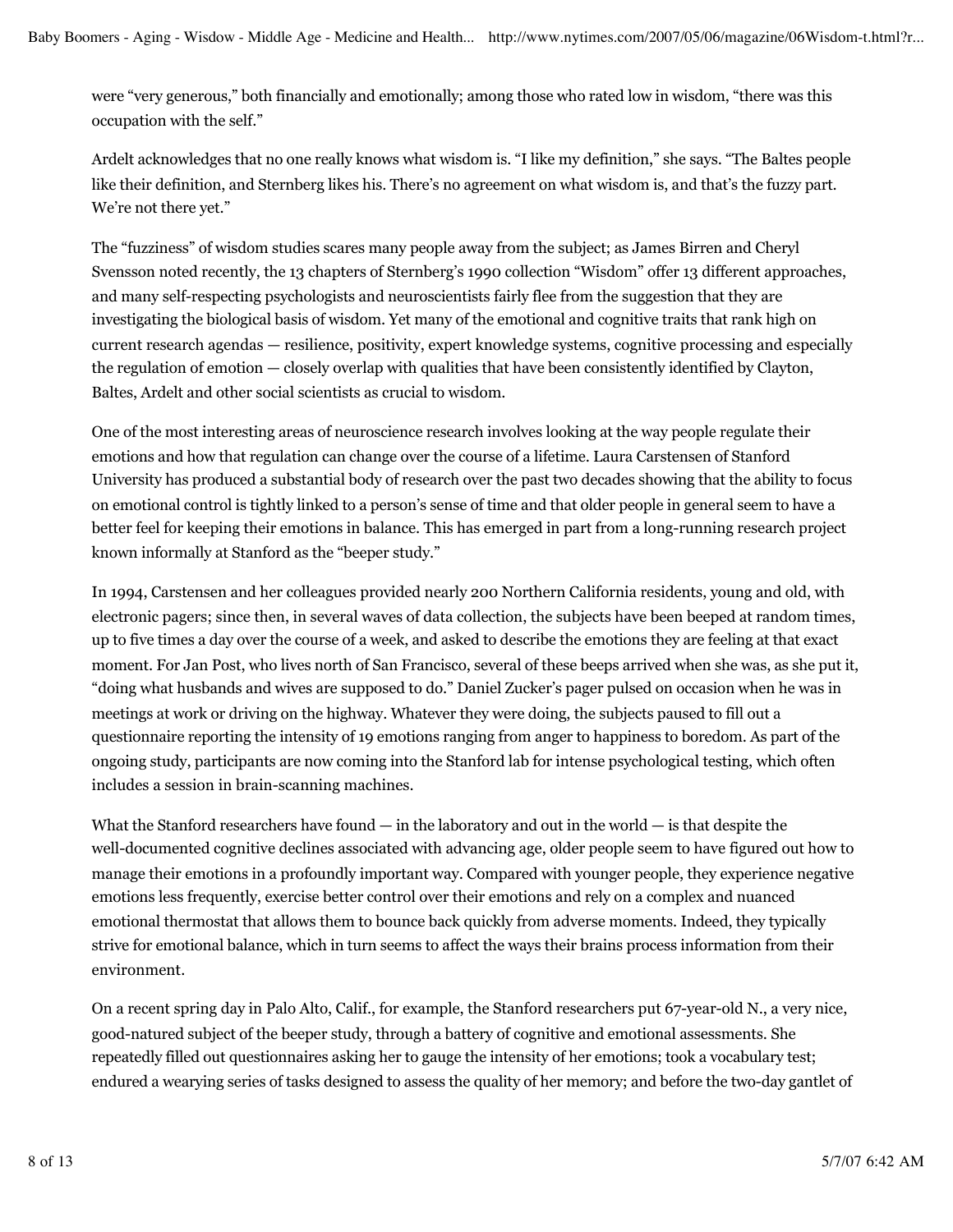were "very generous," both financially and emotionally; among those who rated low in wisdom, "there was this occupation with the self."

Ardelt acknowledges that no one really knows what wisdom is. "I like my definition," she says. "The Baltes people like their definition, and Sternberg likes his. There's no agreement on what wisdom is, and that's the fuzzy part. We're not there yet."

The "fuzziness" of wisdom studies scares many people away from the subject; as James Birren and Cheryl Svensson noted recently, the 13 chapters of Sternberg's 1990 collection "Wisdom" offer 13 different approaches, and many self-respecting psychologists and neuroscientists fairly flee from the suggestion that they are investigating the biological basis of wisdom. Yet many of the emotional and cognitive traits that rank high on current research agendas — resilience, positivity, expert knowledge systems, cognitive processing and especially the regulation of emotion — closely overlap with qualities that have been consistently identified by Clayton, Baltes, Ardelt and other social scientists as crucial to wisdom.

One of the most interesting areas of neuroscience research involves looking at the way people regulate their emotions and how that regulation can change over the course of a lifetime. Laura Carstensen of Stanford University has produced a substantial body of research over the past two decades showing that the ability to focus on emotional control is tightly linked to a person's sense of time and that older people in general seem to have a better feel for keeping their emotions in balance. This has emerged in part from a long-running research project known informally at Stanford as the "beeper study."

In 1994, Carstensen and her colleagues provided nearly 200 Northern California residents, young and old, with electronic pagers; since then, in several waves of data collection, the subjects have been beeped at random times, up to five times a day over the course of a week, and asked to describe the emotions they are feeling at that exact moment. For Jan Post, who lives north of San Francisco, several of these beeps arrived when she was, as she put it, "doing what husbands and wives are supposed to do." Daniel Zucker's pager pulsed on occasion when he was in meetings at work or driving on the highway. Whatever they were doing, the subjects paused to fill out a questionnaire reporting the intensity of 19 emotions ranging from anger to happiness to boredom. As part of the ongoing study, participants are now coming into the Stanford lab for intense psychological testing, which often includes a session in brain-scanning machines.

What the Stanford researchers have found — in the laboratory and out in the world — is that despite the well-documented cognitive declines associated with advancing age, older people seem to have figured out how to manage their emotions in a profoundly important way. Compared with younger people, they experience negative emotions less frequently, exercise better control over their emotions and rely on a complex and nuanced emotional thermostat that allows them to bounce back quickly from adverse moments. Indeed, they typically strive for emotional balance, which in turn seems to affect the ways their brains process information from their environment.

On a recent spring day in Palo Alto, Calif., for example, the Stanford researchers put 67-year-old N., a very nice, good-natured subject of the beeper study, through a battery of cognitive and emotional assessments. She repeatedly filled out questionnaires asking her to gauge the intensity of her emotions; took a vocabulary test; endured a wearying series of tasks designed to assess the quality of her memory; and before the two-day gantlet of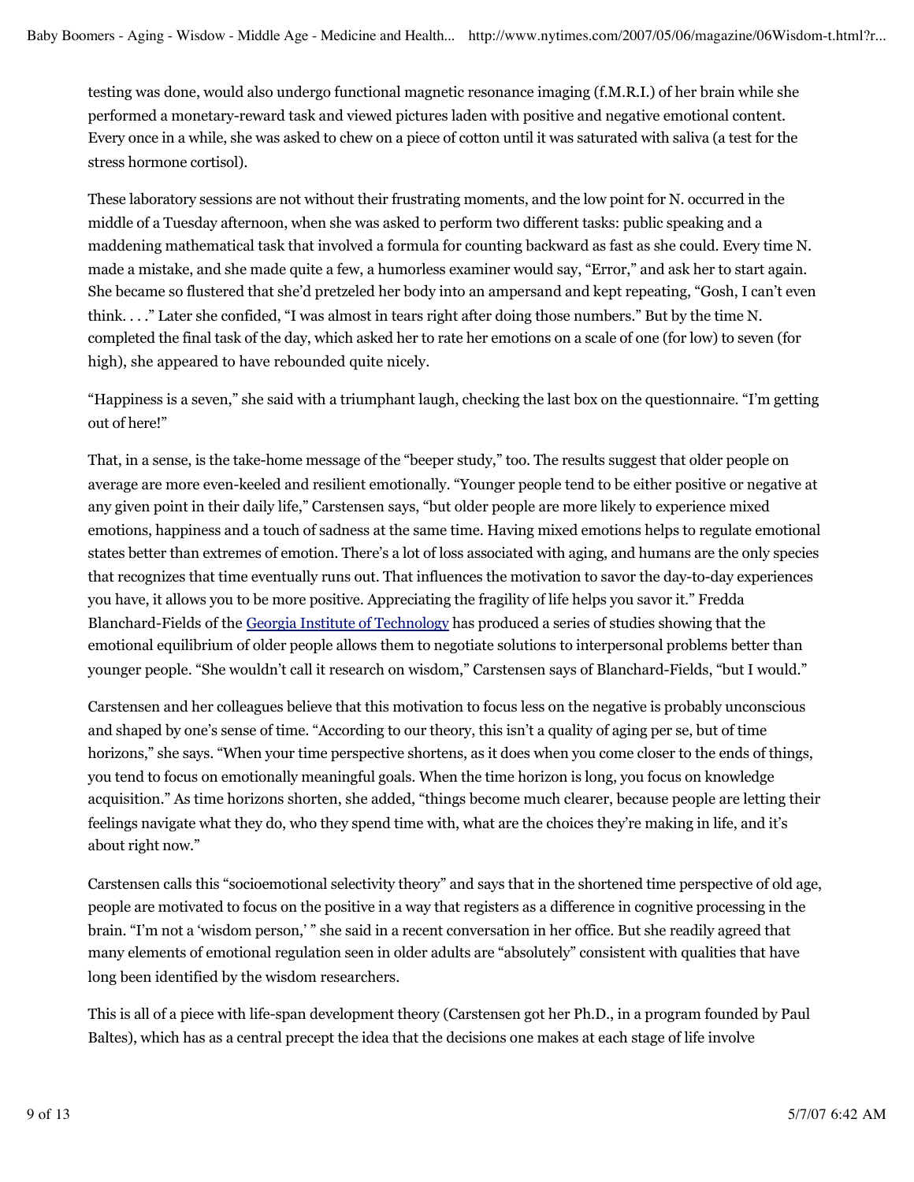testing was done, would also undergo functional magnetic resonance imaging (f.M.R.I.) of her brain while she performed a monetary-reward task and viewed pictures laden with positive and negative emotional content. Every once in a while, she was asked to chew on a piece of cotton until it was saturated with saliva (a test for the stress hormone cortisol).

These laboratory sessions are not without their frustrating moments, and the low point for N. occurred in the middle of a Tuesday afternoon, when she was asked to perform two different tasks: public speaking and a maddening mathematical task that involved a formula for counting backward as fast as she could. Every time N. made a mistake, and she made quite a few, a humorless examiner would say, "Error," and ask her to start again. She became so flustered that she'd pretzeled her body into an ampersand and kept repeating, "Gosh, I can't even think. . . ." Later she confided, "I was almost in tears right after doing those numbers." But by the time N. completed the final task of the day, which asked her to rate her emotions on a scale of one (for low) to seven (for high), she appeared to have rebounded quite nicely.

"Happiness is a seven," she said with a triumphant laugh, checking the last box on the questionnaire. "I'm getting out of here!"

That, in a sense, is the take-home message of the "beeper study," too. The results suggest that older people on average are more even-keeled and resilient emotionally. "Younger people tend to be either positive or negative at any given point in their daily life," Carstensen says, "but older people are more likely to experience mixed emotions, happiness and a touch of sadness at the same time. Having mixed emotions helps to regulate emotional states better than extremes of emotion. There's a lot of loss associated with aging, and humans are the only species that recognizes that time eventually runs out. That influences the motivation to savor the day-to-day experiences you have, it allows you to be more positive. Appreciating the fragility of life helps you savor it." Fredda Blanchard-Fields of the Georgia Institute of Technology has produced a series of studies showing that the emotional equilibrium of older people allows them to negotiate solutions to interpersonal problems better than younger people. "She wouldn't call it research on wisdom," Carstensen says of Blanchard-Fields, "but I would."

Carstensen and her colleagues believe that this motivation to focus less on the negative is probably unconscious and shaped by one's sense of time. "According to our theory, this isn't a quality of aging per se, but of time horizons," she says. "When your time perspective shortens, as it does when you come closer to the ends of things, you tend to focus on emotionally meaningful goals. When the time horizon is long, you focus on knowledge acquisition." As time horizons shorten, she added, "things become much clearer, because people are letting their feelings navigate what they do, who they spend time with, what are the choices they're making in life, and it's about right now."

Carstensen calls this "socioemotional selectivity theory" and says that in the shortened time perspective of old age, people are motivated to focus on the positive in a way that registers as a difference in cognitive processing in the brain. "I'm not a 'wisdom person,' " she said in a recent conversation in her office. But she readily agreed that many elements of emotional regulation seen in older adults are "absolutely" consistent with qualities that have long been identified by the wisdom researchers.

This is all of a piece with life-span development theory (Carstensen got her Ph.D., in a program founded by Paul Baltes), which has as a central precept the idea that the decisions one makes at each stage of life involve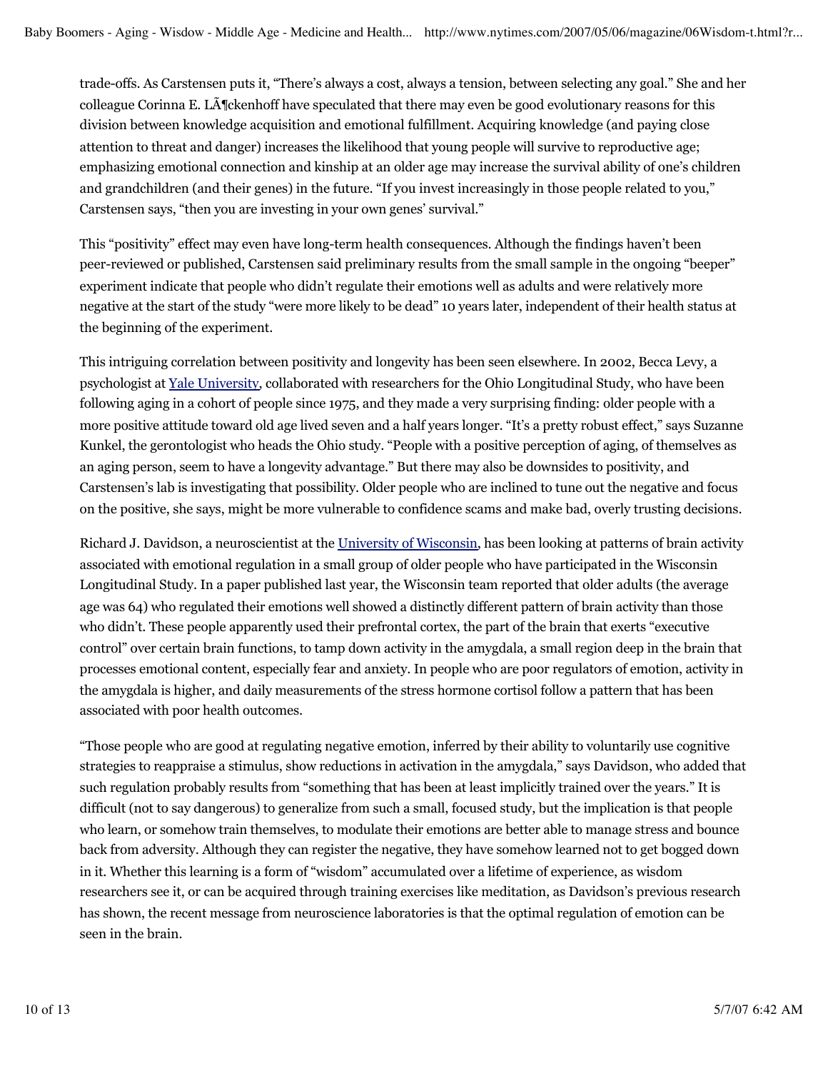trade-offs. As Carstensen puts it, “There’s always a cost, always a tension, between selecting any goal.” She and her colleague Corinna E. LÃ¶ckenhoff have speculated that there may even be good evolutionary reasons for this division between knowledge acquisition and emotional fulfillment. Acquiring knowledge (and paying close attention to threat and danger) increases the likelihood that young people will survive to reproductive age; emphasizing emotional connection and kinship at an older age may increase the survival ability of one’s children and grandchildren (and their genes) in the future. “If you invest increasingly in those people related to you,” Carstensen says, “then you are investing in your own genes’ survival.”

This “positivity” effect may even have long-term health consequences. Although the findings haven’t been peer-reviewed or published, Carstensen said preliminary results from the small sample in the ongoing “beeper” experiment indicate that people who didn’t regulate their emotions well as adults and were relatively more negative at the start of the study “were more likely to be dead” 10 years later, independent of their health status at the beginning of the experiment.

This intriguing correlation between positivity and longevity has been seen elsewhere. In 2002, Becca Levy, a psychologist at Yale University, collaborated with researchers for the Ohio Longitudinal Study, who have been following aging in a cohort of people since 1975, and they made a very surprising finding: older people with a more positive attitude toward old age lived seven and a half years longer. “It’s a pretty robust effect,” says Suzanne Kunkel, the gerontologist who heads the Ohio study. “People with a positive perception of aging, of themselves as an aging person, seem to have a longevity advantage.” But there may also be downsides to positivity, and Carstensen’s lab is investigating that possibility. Older people who are inclined to tune out the negative and focus on the positive, she says, might be more vulnerable to confidence scams and make bad, overly trusting decisions.

Richard J. Davidson, a neuroscientist at the University of Wisconsin, has been looking at patterns of brain activity associated with emotional regulation in a small group of older people who have participated in the Wisconsin Longitudinal Study. In a paper published last year, the Wisconsin team reported that older adults (the average age was 64) who regulated their emotions well showed a distinctly different pattern of brain activity than those who didn’t. These people apparently used their prefrontal cortex, the part of the brain that exerts “executive control” over certain brain functions, to tamp down activity in the amygdala, a small region deep in the brain that processes emotional content, especially fear and anxiety. In people who are poor regulators of emotion, activity in the amygdala is higher, and daily measurements of the stress hormone cortisol follow a pattern that has been associated with poor health outcomes.

“Those people who are good at regulating negative emotion, inferred by their ability to voluntarily use cognitive strategies to reappraise a stimulus, show reductions in activation in the amygdala,” says Davidson, who added that such regulation probably results from “something that has been at least implicitly trained over the years.” It is difficult (not to say dangerous) to generalize from such a small, focused study, but the implication is that people who learn, or somehow train themselves, to modulate their emotions are better able to manage stress and bounce back from adversity. Although they can register the negative, they have somehow learned not to get bogged down in it. Whether this learning is a form of “wisdom” accumulated over a lifetime of experience, as wisdom researchers see it, or can be acquired through training exercises like meditation, as Davidson’s previous research has shown, the recent message from neuroscience laboratories is that the optimal regulation of emotion can be seen in the brain.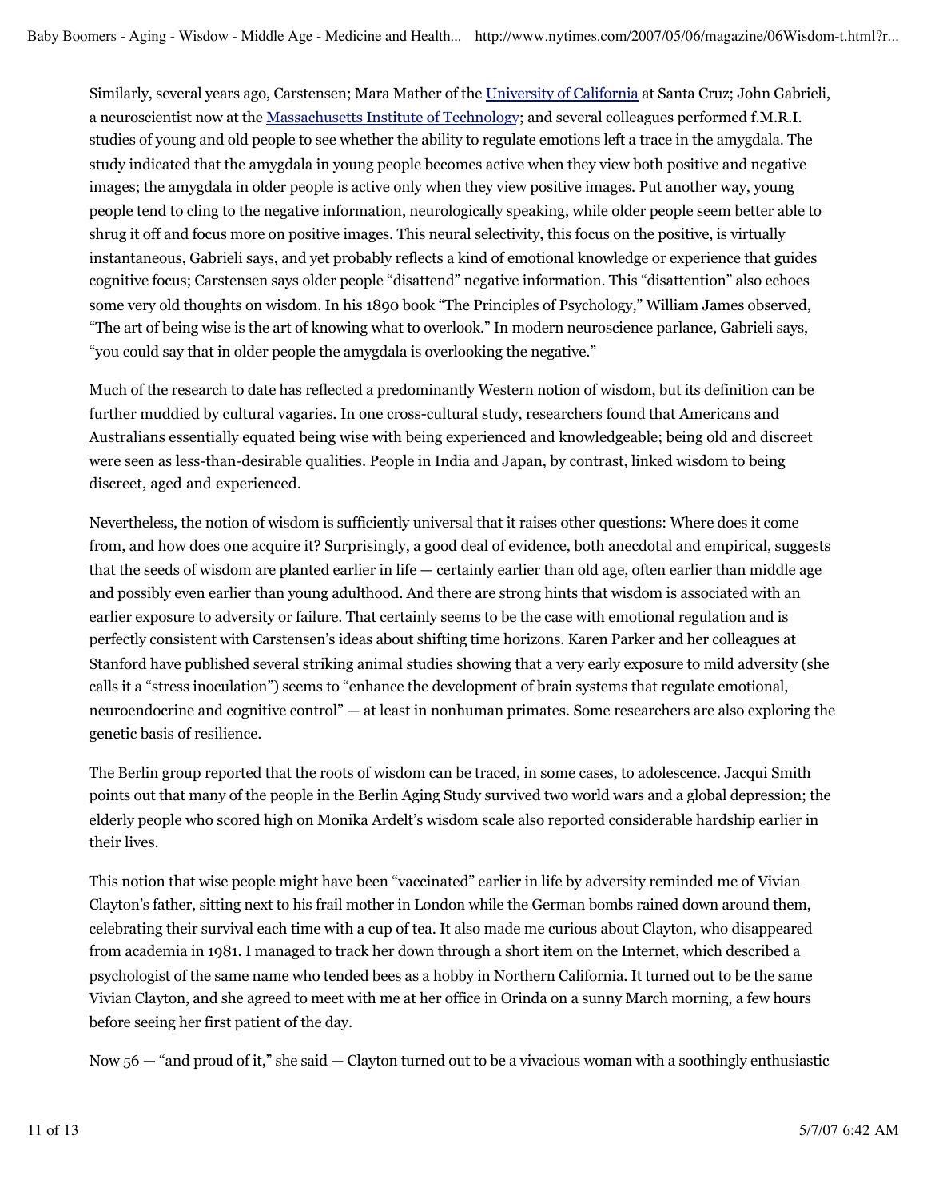Similarly, several years ago, Carstensen; Mara Mather of the University of California at Santa Cruz; John Gabrieli, a neuroscientist now at the Massachusetts Institute of Technology; and several colleagues performed f.M.R.I. studies of young and old people to see whether the ability to regulate emotions left a trace in the amygdala. The study indicated that the amygdala in young people becomes active when they view both positive and negative images; the amygdala in older people is active only when they view positive images. Put another way, young people tend to cling to the negative information, neurologically speaking, while older people seem better able to shrug it off and focus more on positive images. This neural selectivity, this focus on the positive, is virtually instantaneous, Gabrieli says, and yet probably reflects a kind of emotional knowledge or experience that guides cognitive focus; Carstensen says older people "disattend" negative information. This "disattention" also echoes some very old thoughts on wisdom. In his 1890 book "The Principles of Psychology," William James observed, "The art of being wise is the art of knowing what to overlook." In modern neuroscience parlance, Gabrieli says, "you could say that in older people the amygdala is overlooking the negative."

Much of the research to date has reflected a predominantly Western notion of wisdom, but its definition can be further muddied by cultural vagaries. In one cross-cultural study, researchers found that Americans and Australians essentially equated being wise with being experienced and knowledgeable; being old and discreet were seen as less-than-desirable qualities. People in India and Japan, by contrast, linked wisdom to being discreet, aged and experienced.

Nevertheless, the notion of wisdom is sufficiently universal that it raises other questions: Where does it come from, and how does one acquire it? Surprisingly, a good deal of evidence, both anecdotal and empirical, suggests that the seeds of wisdom are planted earlier in life — certainly earlier than old age, often earlier than middle age and possibly even earlier than young adulthood. And there are strong hints that wisdom is associated with an earlier exposure to adversity or failure. That certainly seems to be the case with emotional regulation and is perfectly consistent with Carstensen's ideas about shifting time horizons. Karen Parker and her colleagues at Stanford have published several striking animal studies showing that a very early exposure to mild adversity (she calls it a "stress inoculation") seems to "enhance the development of brain systems that regulate emotional, neuroendocrine and cognitive control" — at least in nonhuman primates. Some researchers are also exploring the genetic basis of resilience.

The Berlin group reported that the roots of wisdom can be traced, in some cases, to adolescence. Jacqui Smith points out that many of the people in the Berlin Aging Study survived two world wars and a global depression; the elderly people who scored high on Monika Ardelt's wisdom scale also reported considerable hardship earlier in their lives.

This notion that wise people might have been "vaccinated" earlier in life by adversity reminded me of Vivian Clayton's father, sitting next to his frail mother in London while the German bombs rained down around them, celebrating their survival each time with a cup of tea. It also made me curious about Clayton, who disappeared from academia in 1981. I managed to track her down through a short item on the Internet, which described a psychologist of the same name who tended bees as a hobby in Northern California. It turned out to be the same Vivian Clayton, and she agreed to meet with me at her office in Orinda on a sunny March morning, a few hours before seeing her first patient of the day.

Now 56 — "and proud of it," she said — Clayton turned out to be a vivacious woman with a soothingly enthusiastic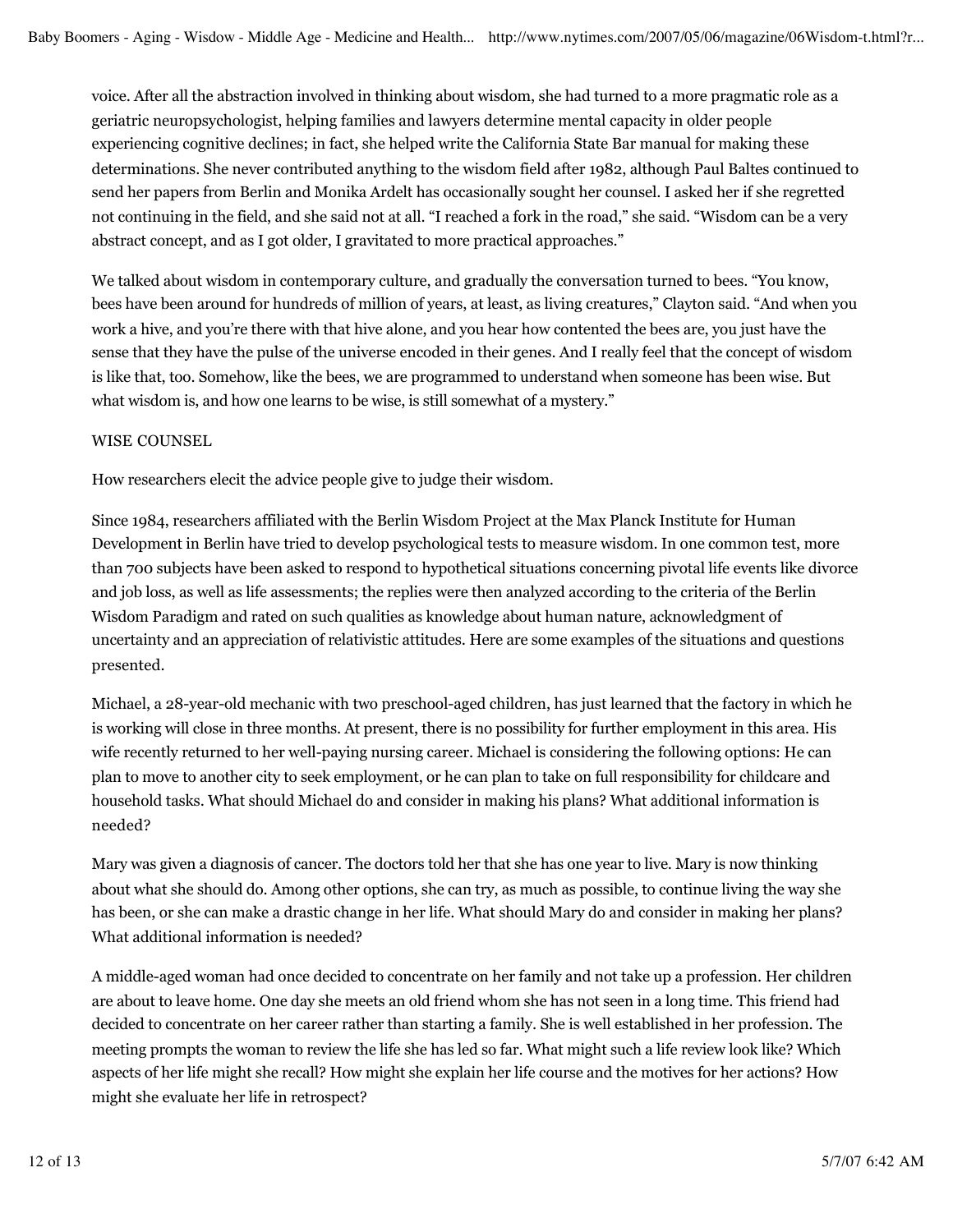voice. After all the abstraction involved in thinking about wisdom, she had turned to a more pragmatic role as a geriatric neuropsychologist, helping families and lawyers determine mental capacity in older people experiencing cognitive declines; in fact, she helped write the California State Bar manual for making these determinations. She never contributed anything to the wisdom field after 1982, although Paul Baltes continued to send her papers from Berlin and Monika Ardelt has occasionally sought her counsel. I asked her if she regretted not continuing in the field, and she said not at all. "I reached a fork in the road," she said. "Wisdom can be a very abstract concept, and as I got older, I gravitated to more practical approaches."

We talked about wisdom in contemporary culture, and gradually the conversation turned to bees. "You know, bees have been around for hundreds of million of years, at least, as living creatures," Clayton said. "And when you work a hive, and you're there with that hive alone, and you hear how contented the bees are, you just have the sense that they have the pulse of the universe encoded in their genes. And I really feel that the concept of wisdom is like that, too. Somehow, like the bees, we are programmed to understand when someone has been wise. But what wisdom is, and how one learns to be wise, is still somewhat of a mystery."

## WISE COUNSEL

How researchers elecit the advice people give to judge their wisdom.

Since 1984, researchers affiliated with the Berlin Wisdom Project at the Max Planck Institute for Human Development in Berlin have tried to develop psychological tests to measure wisdom. In one common test, more than 700 subjects have been asked to respond to hypothetical situations concerning pivotal life events like divorce and job loss, as well as life assessments; the replies were then analyzed according to the criteria of the Berlin Wisdom Paradigm and rated on such qualities as knowledge about human nature, acknowledgment of uncertainty and an appreciation of relativistic attitudes. Here are some examples of the situations and questions presented.

Michael, a 28-year-old mechanic with two preschool-aged children, has just learned that the factory in which he is working will close in three months. At present, there is no possibility for further employment in this area. His wife recently returned to her well-paying nursing career. Michael is considering the following options: He can plan to move to another city to seek employment, or he can plan to take on full responsibility for childcare and household tasks. What should Michael do and consider in making his plans? What additional information is needed?

Mary was given a diagnosis of cancer. The doctors told her that she has one year to live. Mary is now thinking about what she should do. Among other options, she can try, as much as possible, to continue living the way she has been, or she can make a drastic change in her life. What should Mary do and consider in making her plans? What additional information is needed?

A middle-aged woman had once decided to concentrate on her family and not take up a profession. Her children are about to leave home. One day she meets an old friend whom she has not seen in a long time. This friend had decided to concentrate on her career rather than starting a family. She is well established in her profession. The meeting prompts the woman to review the life she has led so far. What might such a life review look like? Which aspects of her life might she recall? How might she explain her life course and the motives for her actions? How might she evaluate her life in retrospect?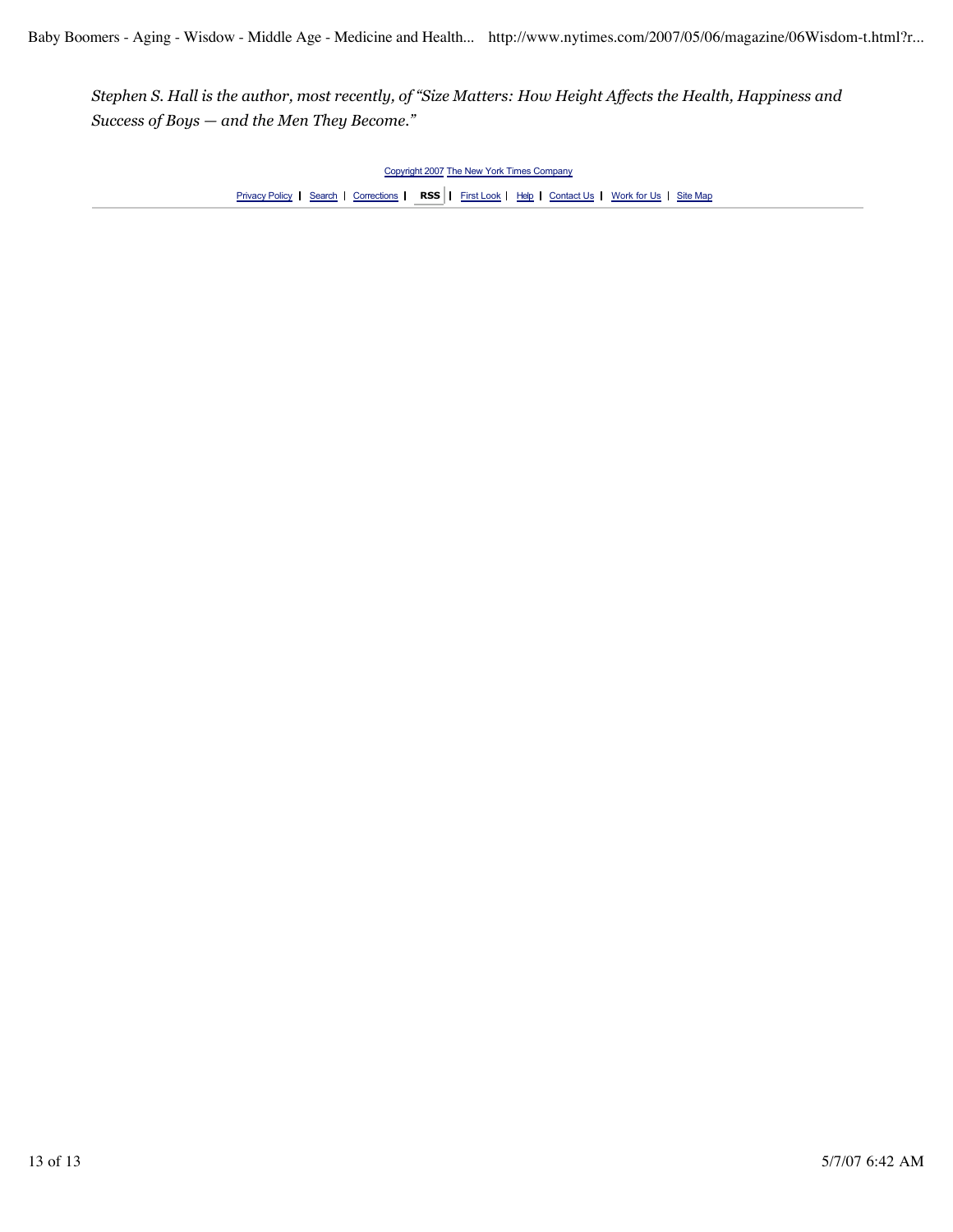*Stephen S. Hall is the author, most recently, of "Size Matters: How Height Affects the Health, Happiness and Success of Boys — and the Men They Become."*

Copyright 2007 The New York Times Company

Privacy Policy | Search | Corrections | RSS | First Look | Help | Contact Us | Work for Us | Site Map